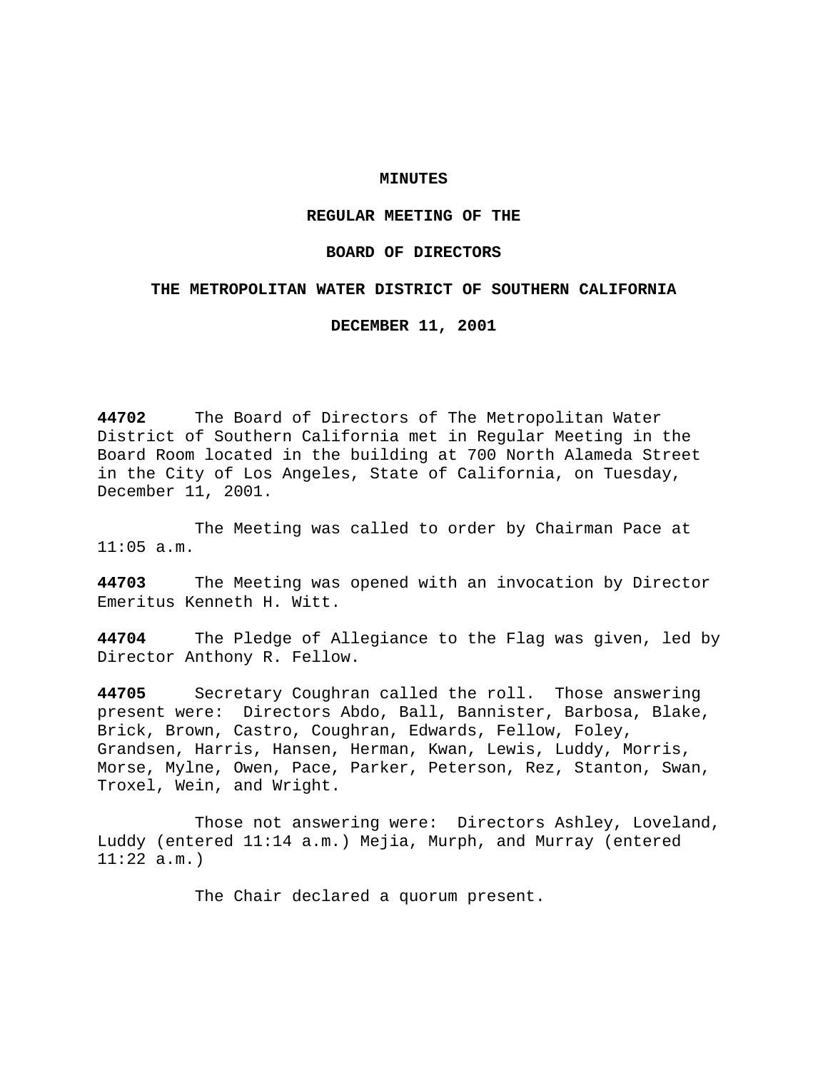# MINUTES

## REGULAR MEETING OF THE

## BOARD OF DIRECTORS

## THE METROPOLITAN WATER DISTRICT OF SOUTHERN CALIFORNIA

## DECEMBER 11, 2001

**44702** The Board of Directors of The Metropolitan Water District of Southern California met in Regular Meeting in the Board Room located in the building at 700 North Alameda Street in the City of Los Angeles, State of California, on Tuesday, December 11, 2001.

The Meeting was called to order by Chairman Pace at 11:05 a.m.

**44703** The Meeting was opened with an invocation by Director Emeritus Kenneth H. Witt.

**44704** The Pledge of Allegiance to the Flag was given, led by Director Anthony R. Fellow.

**44705** Secretary Coughran called the roll. Those answering present were: Directors Abdo, Ball, Bannister, Barbosa, Blake, Brick, Brown, Castro, Coughran, Edwards, Fellow, Foley, Grandsen, Harris, Hansen, Herman, Kwan, Lewis, Luddy, Morris, Morse, Mylne, Owen, Pace, Parker, Peterson, Rez, Stanton, Swan, Troxel, Wein, and Wright.

Those not answering were: Directors Ashley, Loveland, Luddy (entered 11:14 a.m.) Mejia, Murph, and Murray (entered 11:22 a.m.)

The Chair declared a quorum present.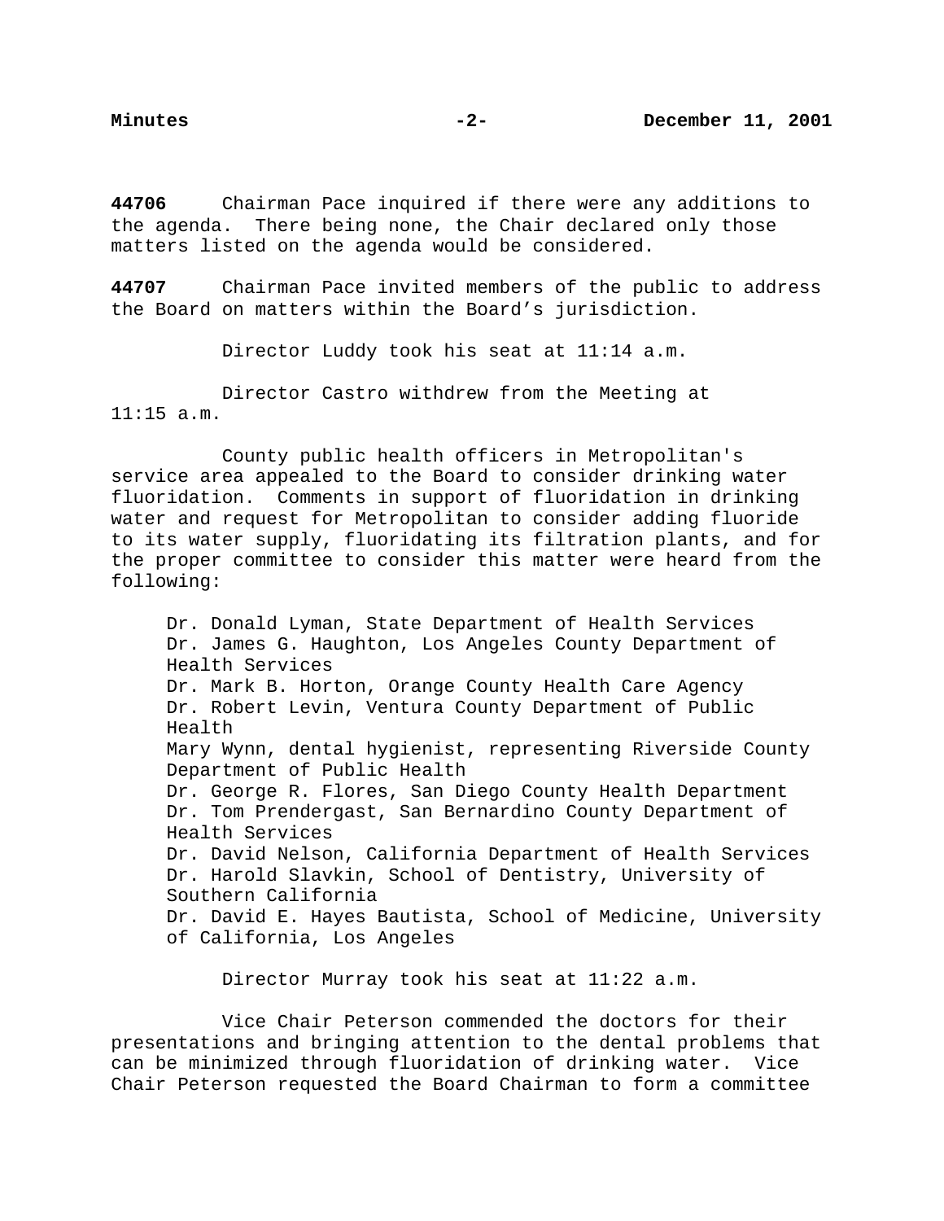**44706** Chairman Pace inquired if there were any additions to the agenda. There being none, the Chair declared only those matters listed on the agenda would be considered.

**44707** Chairman Pace invited members of the public to address the Board on matters within the Board's jurisdiction.

Director Luddy took his seat at 11:14 a.m.

Director Castro withdrew from the Meeting at 11:15 a.m.

County public health officers in Metropolitan's service area appealed to the Board to consider drinking water fluoridation. Comments in support of fluoridation in drinking water and request for Metropolitan to consider adding fluoride to its water supply, fluoridating its filtration plants, and for the proper committee to consider this matter were heard from the following:

- Dr. Donald Lyman, State Department of Health Services
- Dr. James G. Haughton, Los Angeles County Department of Health Services
- Dr. Mark B. Horton, Orange County Health Care Agency
- Dr. Robert Levin, Ventura County Department of Public Health
- Mary Wynn, dental hygienist, representing Riverside County Department of Public Health
- Dr. George R. Flores, San Diego County Health Department
- Dr. Tom Prendergast, San Bernardino County Department of Health Services
- Dr. David Nelson, California Department of Health Services
- Dr. Harold Slavkin, School of Dentistry, University of Southern California
- Dr. David E. Hayes Bautista, School of Medicine, University of California, Los Angeles

Director Murray took his seat at 11:22 a.m.

Vice Chair Peterson commended the doctors for their presentations and bringing attention to the dental problems that can be minimized through fluoridation of drinking water. Vice Chair Peterson requested the Board Chairman to form a committee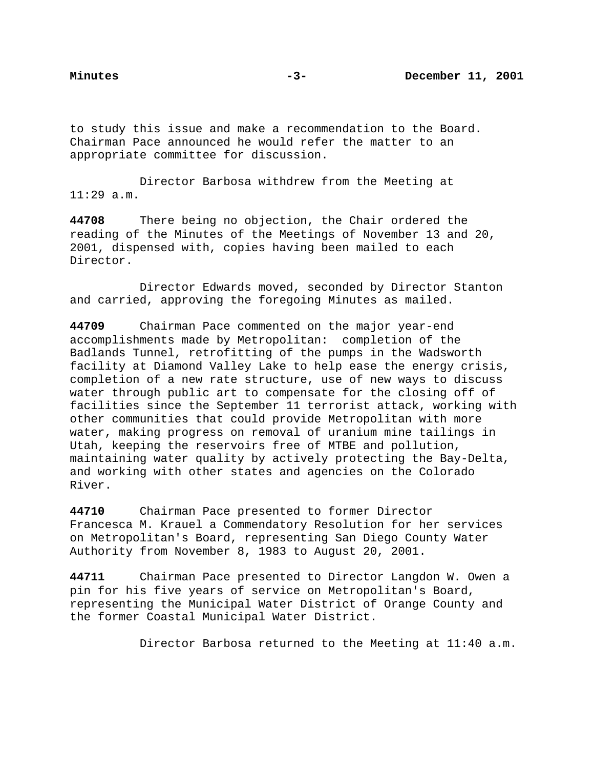to study this issue and make a recommendation to the Board. Chairman Pace announced he would refer the matter to an appropriate committee for discussion.

Director Barbosa withdrew from the Meeting at 11:29 a.m.

**44708** There being no objection, the Chair ordered the reading of the Minutes of the Meetings of November 13 and 20, 2001, dispensed with, copies having been mailed to each Director.

Director Edwards moved, seconded by Director Stanton and carried, approving the foregoing Minutes as mailed.

**44709** Chairman Pace commented on the major year-end accomplishments made by Metropolitan: completion of the Badlands Tunnel, retrofitting of the pumps in the Wadsworth facility at Diamond Valley Lake to help ease the energy crisis, completion of a new rate structure, use of new ways to discuss water through public art to compensate for the closing off of facilities since the September 11 terrorist attack, working with other communities that could provide Metropolitan with more water, making progress on removal of uranium mine tailings in Utah, keeping the reservoirs free of MTBE and pollution, maintaining water quality by actively protecting the Bay-Delta, and working with other states and agencies on the Colorado River.

**44710** Chairman Pace presented to former Director Francesca M. Krauel a Commendatory Resolution for her services on Metropolitan's Board, representing San Diego County Water Authority from November 8, 1983 to August 20, 2001.

**44711** Chairman Pace presented to Director Langdon W. Owen a pin for his five years of service on Metropolitan's Board, representing the Municipal Water District of Orange County and the former Coastal Municipal Water District.

Director Barbosa returned to the Meeting at 11:40 a.m.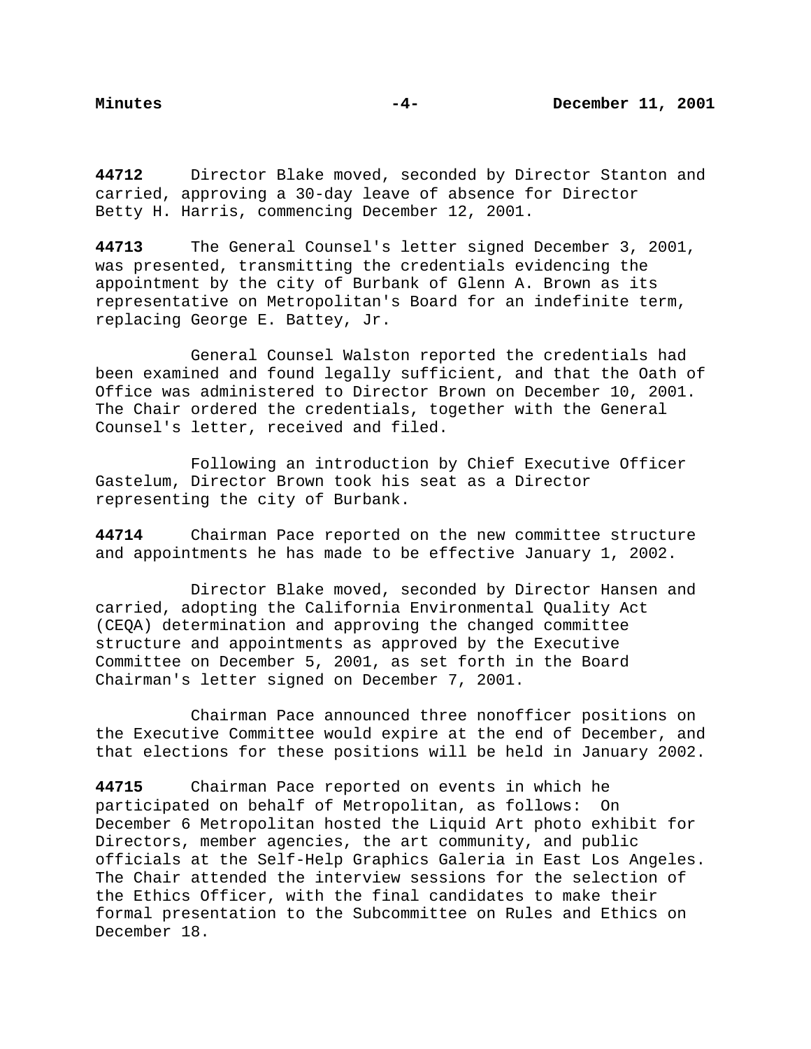**44712** Director Blake moved, seconded by Director Stanton and carried, approving a 30-day leave of absence for Director Betty H. Harris, commencing December 12, 2001.

**44713** The General Counsel's letter signed December 3, 2001, was presented, transmitting the credentials evidencing the appointment by the city of Burbank of Glenn A. Brown as its representative on Metropolitan's Board for an indefinite term, replacing George E. Battey, Jr.

General Counsel Walston reported the credentials had been examined and found legally sufficient, and that the Oath of Office was administered to Director Brown on December 10, 2001. The Chair ordered the credentials, together with the General Counsel's letter, received and filed.

Following an introduction by Chief Executive Officer Gastelum, Director Brown took his seat as a Director representing the city of Burbank.

**44714** Chairman Pace reported on the new committee structure and appointments he has made to be effective January 1, 2002.

Director Blake moved, seconded by Director Hansen and carried, adopting the California Environmental Quality Act (CEQA) determination and approving the changed committee structure and appointments as approved by the Executive Committee on December 5, 2001, as set forth in the Board Chairman's letter signed on December 7, 2001.

Chairman Pace announced three nonofficer positions on the Executive Committee would expire at the end of December, and that elections for these positions will be held in January 2002.

**44715** Chairman Pace reported on events in which he participated on behalf of Metropolitan, as follows: On December 6 Metropolitan hosted the Liquid Art photo exhibit for Directors, member agencies, the art community, and public officials at the Self-Help Graphics Galeria in East Los Angeles. The Chair attended the interview sessions for the selection of the Ethics Officer, with the final candidates to make their formal presentation to the Subcommittee on Rules and Ethics on December 18.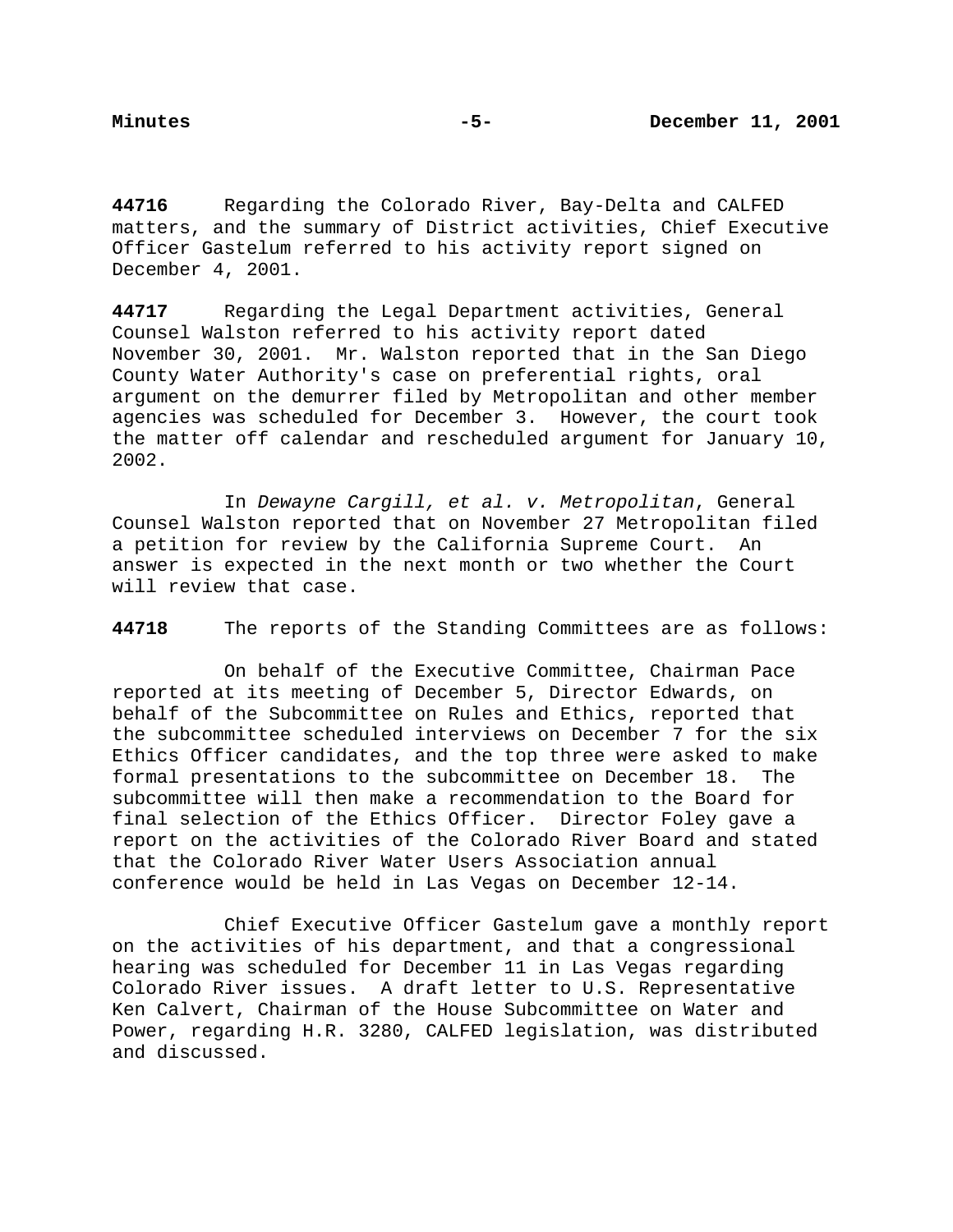**44716** Regarding the Colorado River, Bay-Delta and CALFED matters, and the summary of District activities, Chief Executive Officer Gastelum referred to his activity report signed on December 4, 2001.

**44717** Regarding the Legal Department activities, General Counsel Walston referred to his activity report dated November 30, 2001. Mr. Walston reported that in the San Diego County Water Authority's case on preferential rights, oral argument on the demurrer filed by Metropolitan and other member agencies was scheduled for December 3. However, the court took the matter off calendar and rescheduled argument for January 10, 2002.

In *Dewayne Cargill, et al. v. Metropolitan*, General Counsel Walston reported that on November 27 Metropolitan filed a petition for review by the California Supreme Court. An answer is expected in the next month or two whether the Court will review that case.

**44718** The reports of the Standing Committees are as follows:

On behalf of the Executive Committee, Chairman Pace reported at its meeting of December 5, Director Edwards, on behalf of the Subcommittee on Rules and Ethics, reported that the subcommittee scheduled interviews on December 7 for the six Ethics Officer candidates, and the top three were asked to make formal presentations to the subcommittee on December 18. The subcommittee will then make a recommendation to the Board for final selection of the Ethics Officer. Director Foley gave a report on the activities of the Colorado River Board and stated that the Colorado River Water Users Association annual conference would be held in Las Vegas on December 12-14.

Chief Executive Officer Gastelum gave a monthly report on the activities of his department, and that a congressional hearing was scheduled for December 11 in Las Vegas regarding Colorado River issues. A draft letter to U.S. Representative Ken Calvert, Chairman of the House Subcommittee on Water and Power, regarding H.R. 3280, CALFED legislation, was distributed and discussed.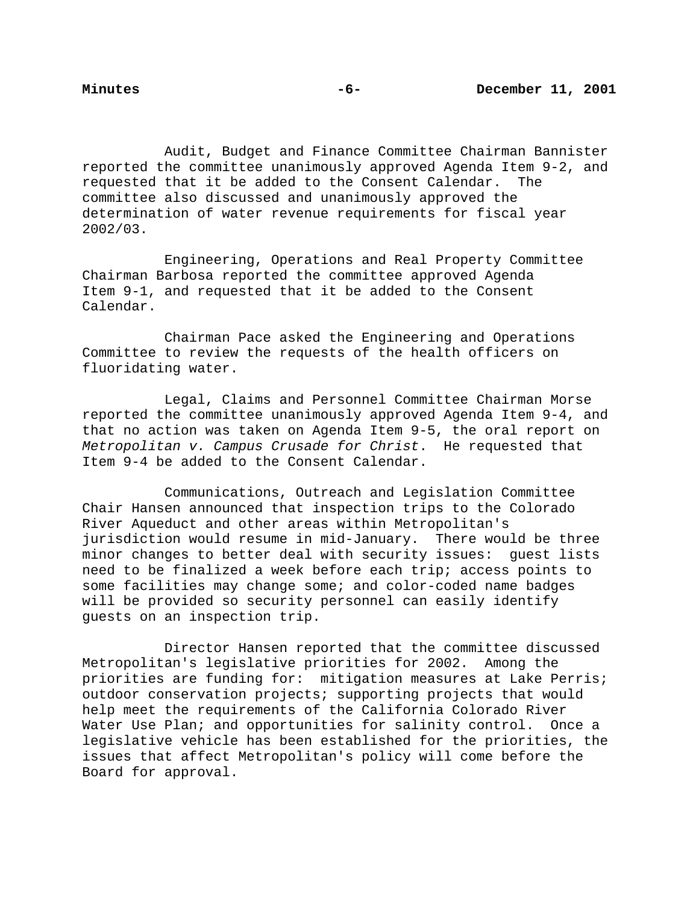Audit, Budget and Finance Committee Chairman Bannister reported the committee unanimously approved Agenda Item 9-2, and requested that it be added to the Consent Calendar. The committee also discussed and unanimously approved the determination of water revenue requirements for fiscal year 2002/03.

Engineering, Operations and Real Property Committee Chairman Barbosa reported the committee approved Agenda Item 9-1, and requested that it be added to the Consent Calendar.

Chairman Pace asked the Engineering and Operations Committee to review the requests of the health officers on fluoridating water.

Legal, Claims and Personnel Committee Chairman Morse reported the committee unanimously approved Agenda Item 9-4, and that no action was taken on Agenda Item 9-5, the oral report on *Metropolitan v. Campus Crusade for Christ*. He requested that Item 9-4 be added to the Consent Calendar.

Communications, Outreach and Legislation Committee Chair Hansen announced that inspection trips to the Colorado River Aqueduct and other areas within Metropolitan's jurisdiction would resume in mid-January. There would be three minor changes to better deal with security issues: guest lists need to be finalized a week before each trip; access points to some facilities may change some; and color-coded name badges will be provided so security personnel can easily identify guests on an inspection trip.

Director Hansen reported that the committee discussed Metropolitan's legislative priorities for 2002. Among the priorities are funding for: mitigation measures at Lake Perris; outdoor conservation projects; supporting projects that would help meet the requirements of the California Colorado River Water Use Plan; and opportunities for salinity control. Once a legislative vehicle has been established for the priorities, the issues that affect Metropolitan's policy will come before the Board for approval.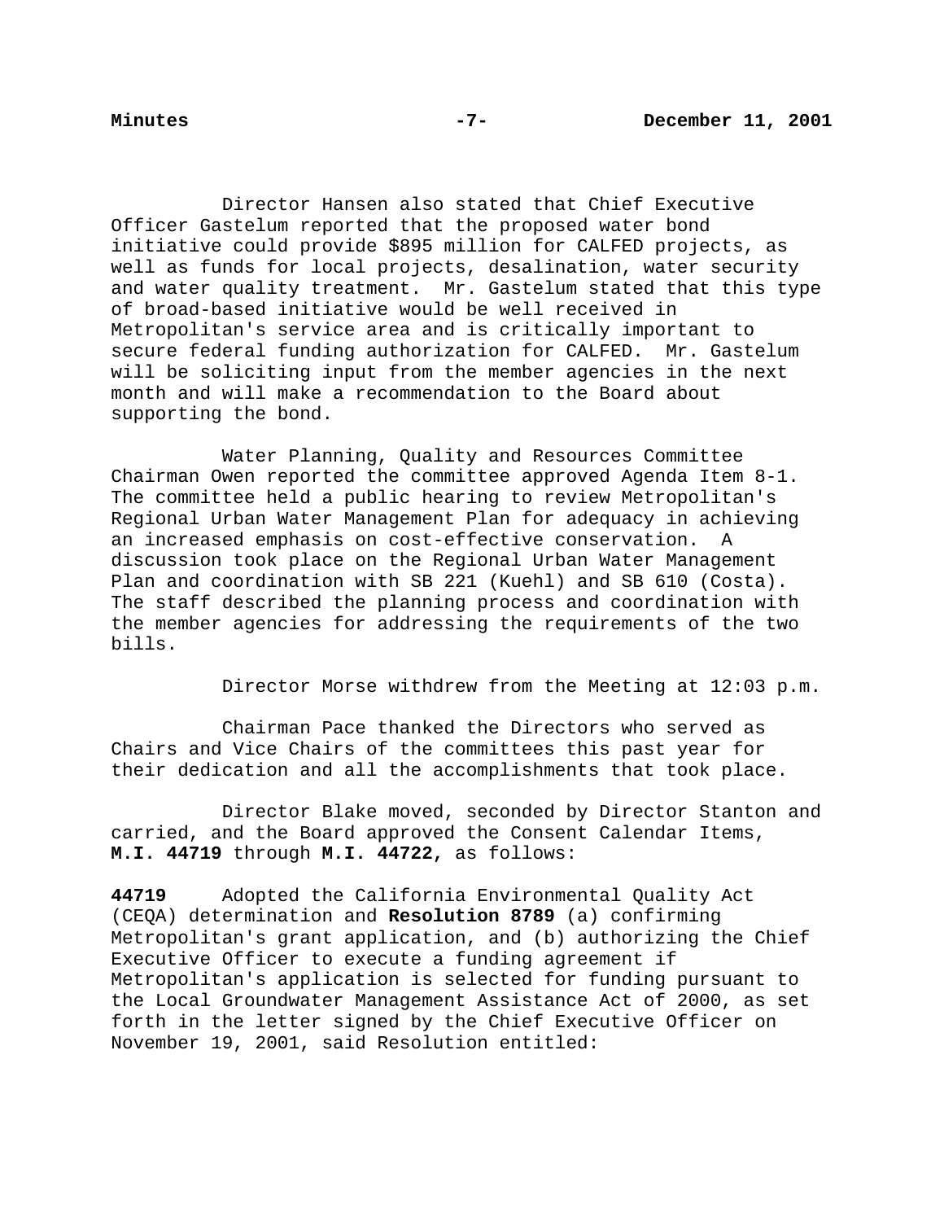Director Hansen also stated that Chief Executive Officer Gastelum reported that the proposed water bond initiative could provide $895 million for CALFED projects, as well as funds for local projects, desalination, water security and water quality treatment. Mr. Gastelum stated that this type of broad-based initiative would be well received in Metropolitan's service area and is critically important to secure federal funding authorization for CALFED. Mr. Gastelum will be soliciting input from the member agencies in the next month and will make a recommendation to the Board about supporting the bond.

Water Planning, Quality and Resources Committee Chairman Owen reported the committee approved Agenda Item 8-1. The committee held a public hearing to review Metropolitan's Regional Urban Water Management Plan for adequacy in achieving an increased emphasis on cost-effective conservation. A discussion took place on the Regional Urban Water Management Plan and coordination with SB 221 (Kuehl) and SB 610 (Costa). The staff described the planning process and coordination with the member agencies for addressing the requirements of the two bills.

Director Morse withdrew from the Meeting at 12:03 p.m.

Chairman Pace thanked the Directors who served as Chairs and Vice Chairs of the committees this past year for their dedication and all the accomplishments that took place.

Director Blake moved, seconded by Director Stanton and carried, and the Board approved the Consent Calendar Items, **M.I. 44719** through **M.I. 44722,** as follows:

**44719** Adopted the California Environmental Quality Act (CEQA) determination and **Resolution 8789** (a) confirming Metropolitan's grant application, and (b) authorizing the Chief Executive Officer to execute a funding agreement if Metropolitan's application is selected for funding pursuant to the Local Groundwater Management Assistance Act of 2000, as set forth in the letter signed by the Chief Executive Officer on November 19, 2001, said Resolution entitled: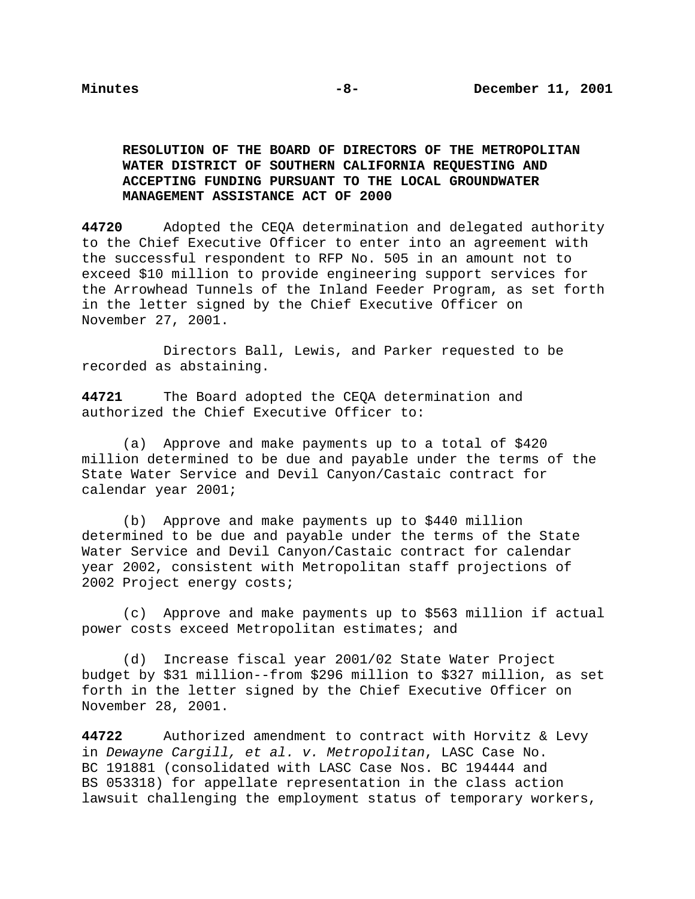**RESOLUTION OF THE BOARD OF DIRECTORS OF THE METROPOLITAN WATER DISTRICT OF SOUTHERN CALIFORNIA REQUESTING AND ACCEPTING FUNDING PURSUANT TO THE LOCAL GROUNDWATER MANAGEMENT ASSISTANCE ACT OF 2000**

**44720** Adopted the CEQA determination and delegated authority to the Chief Executive Officer to enter into an agreement with the successful respondent to RFP No. 505 in an amount not to exceed $10 million to provide engineering support services for the Arrowhead Tunnels of the Inland Feeder Program, as set forth in the letter signed by the Chief Executive Officer on November 27, 2001.

Directors Ball, Lewis, and Parker requested to be recorded as abstaining.

**44721** The Board adopted the CEQA determination and authorized the Chief Executive Officer to:

(a) Approve and make payments up to a total of $420 million determined to be due and payable under the terms of the State Water Service and Devil Canyon/Castaic contract for calendar year 2001;

(b) Approve and make payments up to $440 million determined to be due and payable under the terms of the State Water Service and Devil Canyon/Castaic contract for calendar year 2002, consistent with Metropolitan staff projections of 2002 Project energy costs;

(c) Approve and make payments up to $563 million if actual power costs exceed Metropolitan estimates; and

(d) Increase fiscal year 2001/02 State Water Project budget by $31 million--from $296 million to $327 million, as set forth in the letter signed by the Chief Executive Officer on November 28, 2001.

**44722** Authorized amendment to contract with Horvitz & Levy in *Dewayne Cargill, et al. v. Metropolitan*, LASC Case No. BC 191881 (consolidated with LASC Case Nos. BC 194444 and BS 053318) for appellate representation in the class action lawsuit challenging the employment status of temporary workers,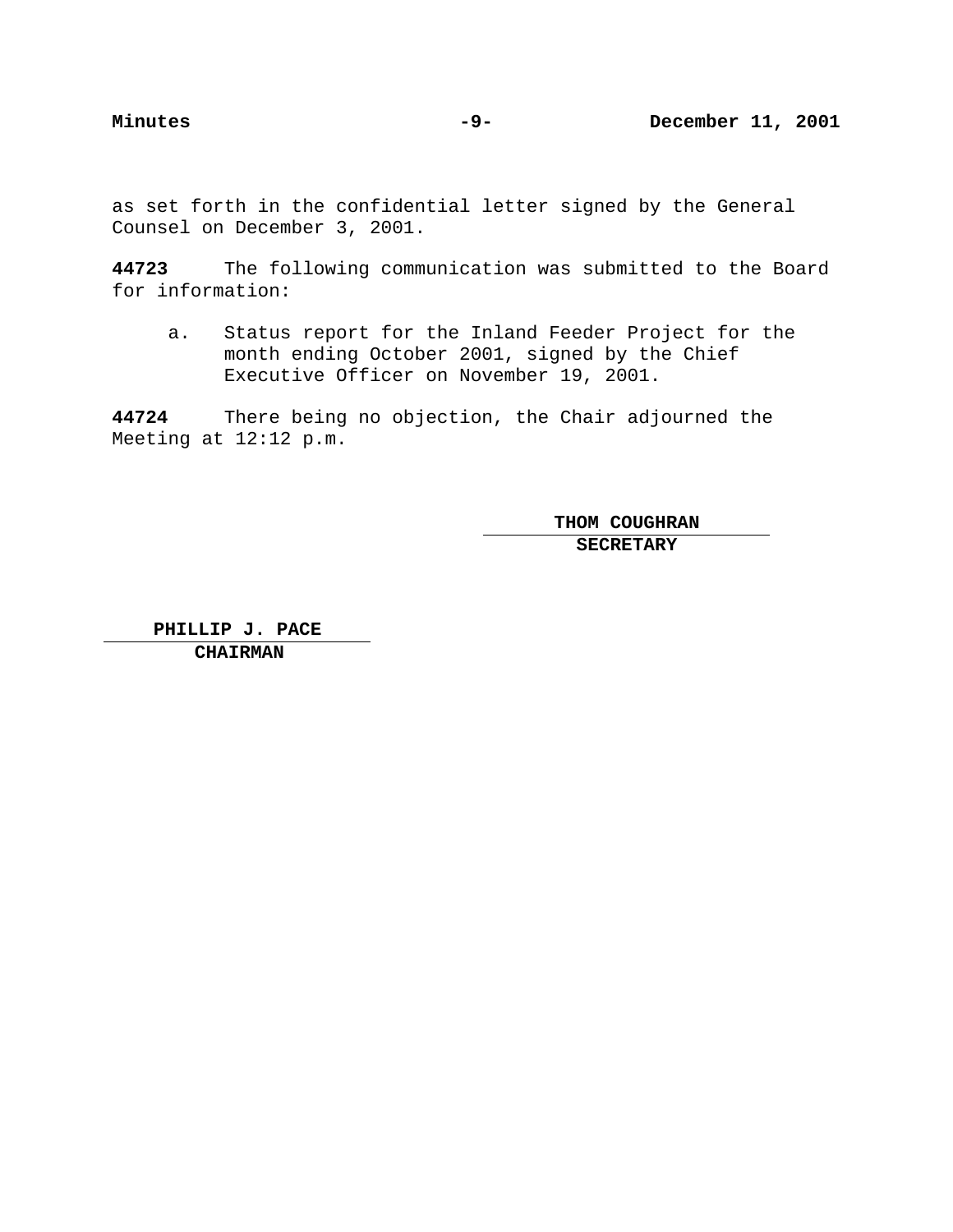as set forth in the confidential letter signed by the General Counsel on December 3, 2001.

**44723** The following communication was submitted to the Board for information:

a. Status report for the Inland Feeder Project for the month ending October 2001, signed by the Chief Executive Officer on November 19, 2001.

**44724** There being no objection, the Chair adjourned the Meeting at 12:12 p.m.

**THOM COUGHRAN**
**SECRETARY**

**PHILLIP J. PACE**
**CHAIRMAN**